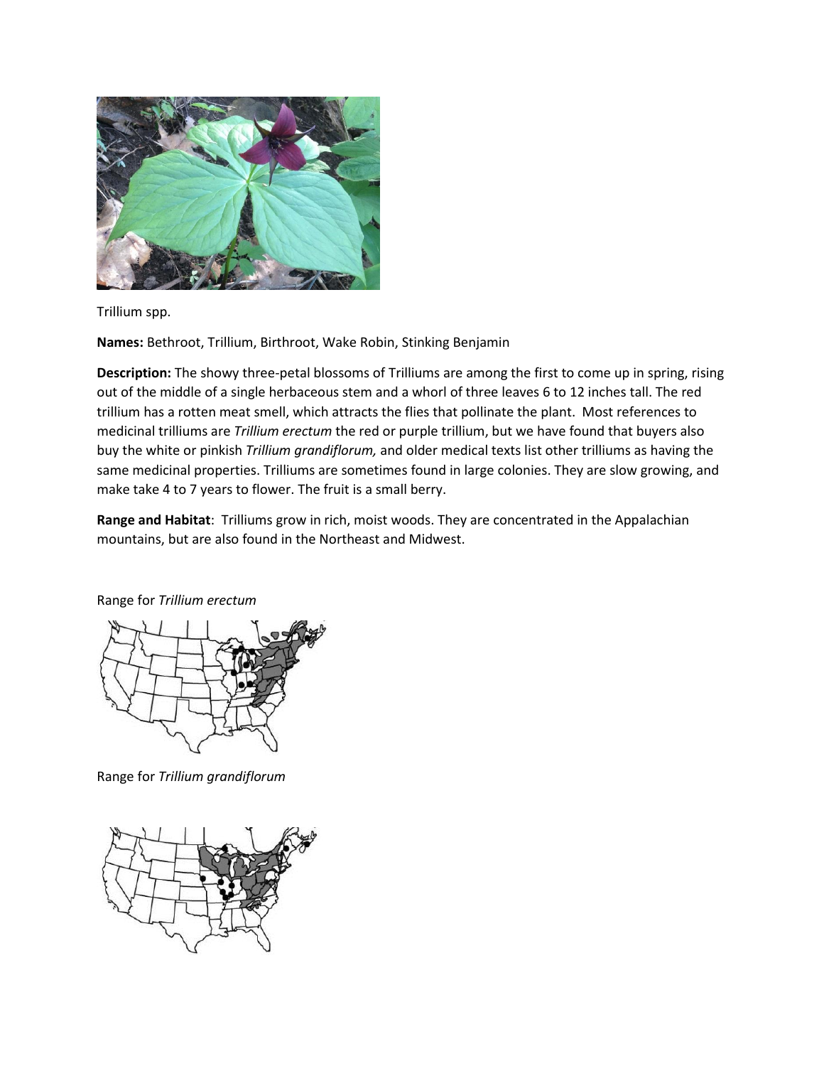Trillium spp.

**Names:** Bethroot, Trillium, Birthroot, Wake Robin, Stinking Benjamin

**Description:** The showy three-petal blossoms of Trilliums are among the first to come up in spring, rising out of the middle of a single herbaceous stem and a whorl of three leaves 6 to 12 inches tall. The red trillium has a rotten meat smell, which attracts the flies that pollinate the plant. Most references to medicinal trilliums are *Trillium erectum* the red or purple trillium, but we have found that buyers also buy the white or pinkish *Trillium grandiflorum,* and older medical texts list other trilliums as having the same medicinal properties. Trilliums are sometimes found in large colonies. They are slow growing, and make take 4 to 7 years to flower. The fruit is a small berry.

**Range and Habitat**: Trilliums grow in rich, moist woods. They are concentrated in the Appalachian mountains, but are also found in the Northeast and Midwest.

Range for *Trillium erectum*

Range for *Trillium grandiflorum*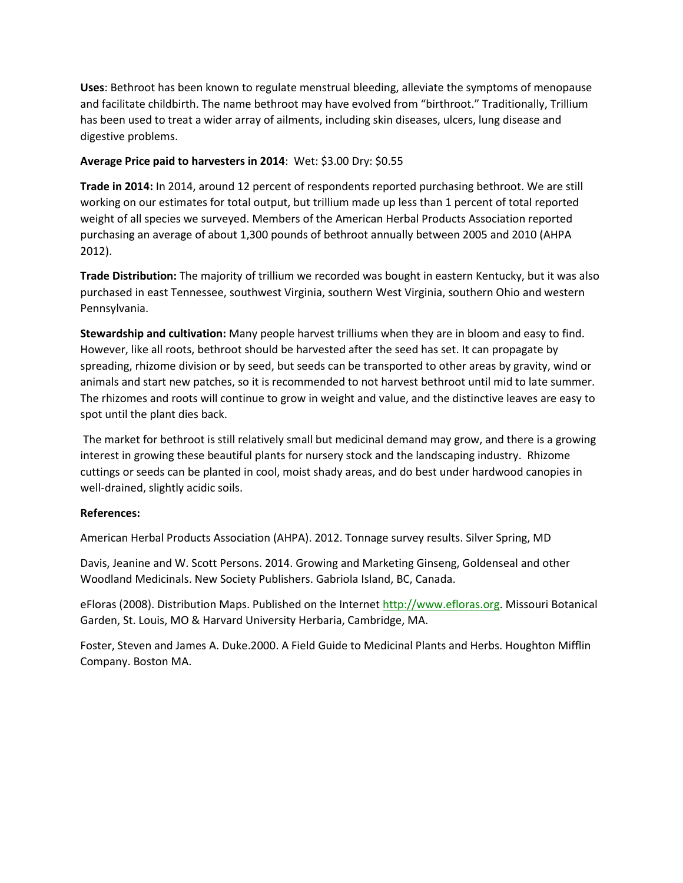**Uses**: Bethroot has been known to regulate menstrual bleeding, alleviate the symptoms of menopause and facilitate childbirth. The name bethroot may have evolved from "birthroot." Traditionally, Trillium has been used to treat a wider array of ailments, including skin diseases, ulcers, lung disease and digestive problems.

**Average Price paid to harvesters in 2014**: Wet: $3.00 Dry: $0.55

**Trade in 2014:** In 2014, around 12 percent of respondents reported purchasing bethroot. We are still working on our estimates for total output, but trillium made up less than 1 percent of total reported weight of all species we surveyed. Members of the American Herbal Products Association reported purchasing an average of about 1,300 pounds of bethroot annually between 2005 and 2010 (AHPA 2012).

**Trade Distribution:** The majority of trillium we recorded was bought in eastern Kentucky, but it was also purchased in east Tennessee, southwest Virginia, southern West Virginia, southern Ohio and western Pennsylvania.

**Stewardship and cultivation:** Many people harvest trilliums when they are in bloom and easy to find. However, like all roots, bethroot should be harvested after the seed has set. It can propagate by spreading, rhizome division or by seed, but seeds can be transported to other areas by gravity, wind or animals and start new patches, so it is recommended to not harvest bethroot until mid to late summer. The rhizomes and roots will continue to grow in weight and value, and the distinctive leaves are easy to spot until the plant dies back.

The market for bethroot is still relatively small but medicinal demand may grow, and there is a growing interest in growing these beautiful plants for nursery stock and the landscaping industry. Rhizome cuttings or seeds can be planted in cool, moist shady areas, and do best under hardwood canopies in well-drained, slightly acidic soils.

**References:**

American Herbal Products Association (AHPA). 2012. Tonnage survey results. Silver Spring, MD

Davis, Jeanine and W. Scott Persons. 2014. Growing and Marketing Ginseng, Goldenseal and other Woodland Medicinals. New Society Publishers. Gabriola Island, BC, Canada.

eFloras (2008). Distribution Maps. Published on the Internet http://www.efloras.org. Missouri Botanical Garden, St. Louis, MO & Harvard University Herbaria, Cambridge, MA.

Foster, Steven and James A. Duke.2000. A Field Guide to Medicinal Plants and Herbs. Houghton Mifflin Company. Boston MA.